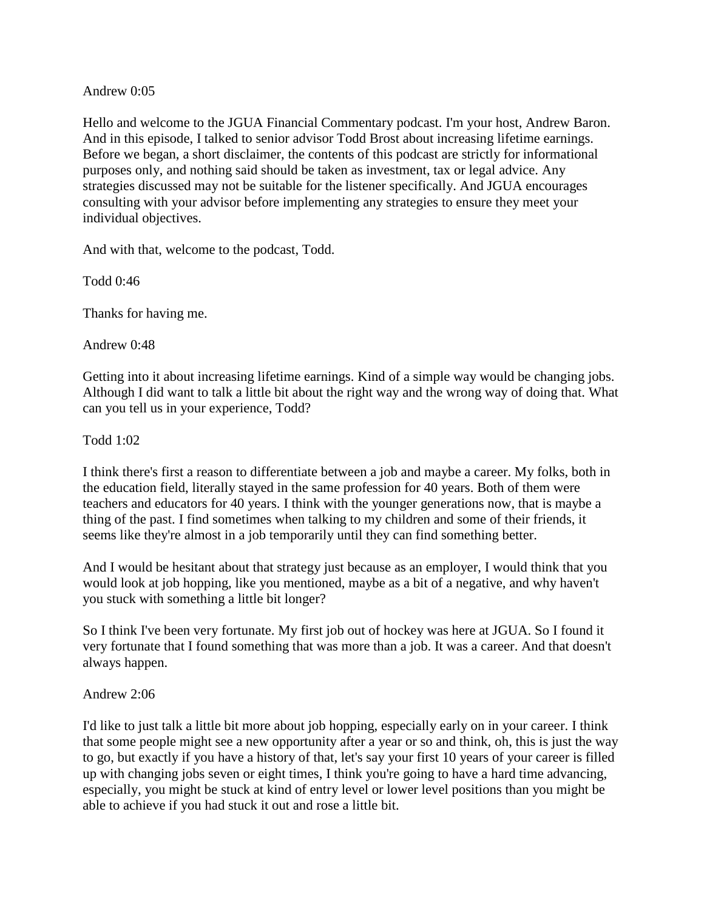Andrew 0:05

Hello and welcome to the JGUA Financial Commentary podcast. I'm your host, Andrew Baron. And in this episode, I talked to senior advisor Todd Brost about increasing lifetime earnings. Before we began, a short disclaimer, the contents of this podcast are strictly for informational purposes only, and nothing said should be taken as investment, tax or legal advice. Any strategies discussed may not be suitable for the listener specifically. And JGUA encourages consulting with your advisor before implementing any strategies to ensure they meet your individual objectives.

And with that, welcome to the podcast, Todd.

Todd 0:46

Thanks for having me.

Andrew 0:48

Getting into it about increasing lifetime earnings. Kind of a simple way would be changing jobs. Although I did want to talk a little bit about the right way and the wrong way of doing that. What can you tell us in your experience, Todd?

Todd 1:02

I think there's first a reason to differentiate between a job and maybe a career. My folks, both in the education field, literally stayed in the same profession for 40 years. Both of them were teachers and educators for 40 years. I think with the younger generations now, that is maybe a thing of the past. I find sometimes when talking to my children and some of their friends, it seems like they're almost in a job temporarily until they can find something better.

And I would be hesitant about that strategy just because as an employer, I would think that you would look at job hopping, like you mentioned, maybe as a bit of a negative, and why haven't you stuck with something a little bit longer?

So I think I've been very fortunate. My first job out of hockey was here at JGUA. So I found it very fortunate that I found something that was more than a job. It was a career. And that doesn't always happen.

Andrew 2:06

I'd like to just talk a little bit more about job hopping, especially early on in your career. I think that some people might see a new opportunity after a year or so and think, oh, this is just the way to go, but exactly if you have a history of that, let's say your first 10 years of your career is filled up with changing jobs seven or eight times, I think you're going to have a hard time advancing, especially, you might be stuck at kind of entry level or lower level positions than you might be able to achieve if you had stuck it out and rose a little bit.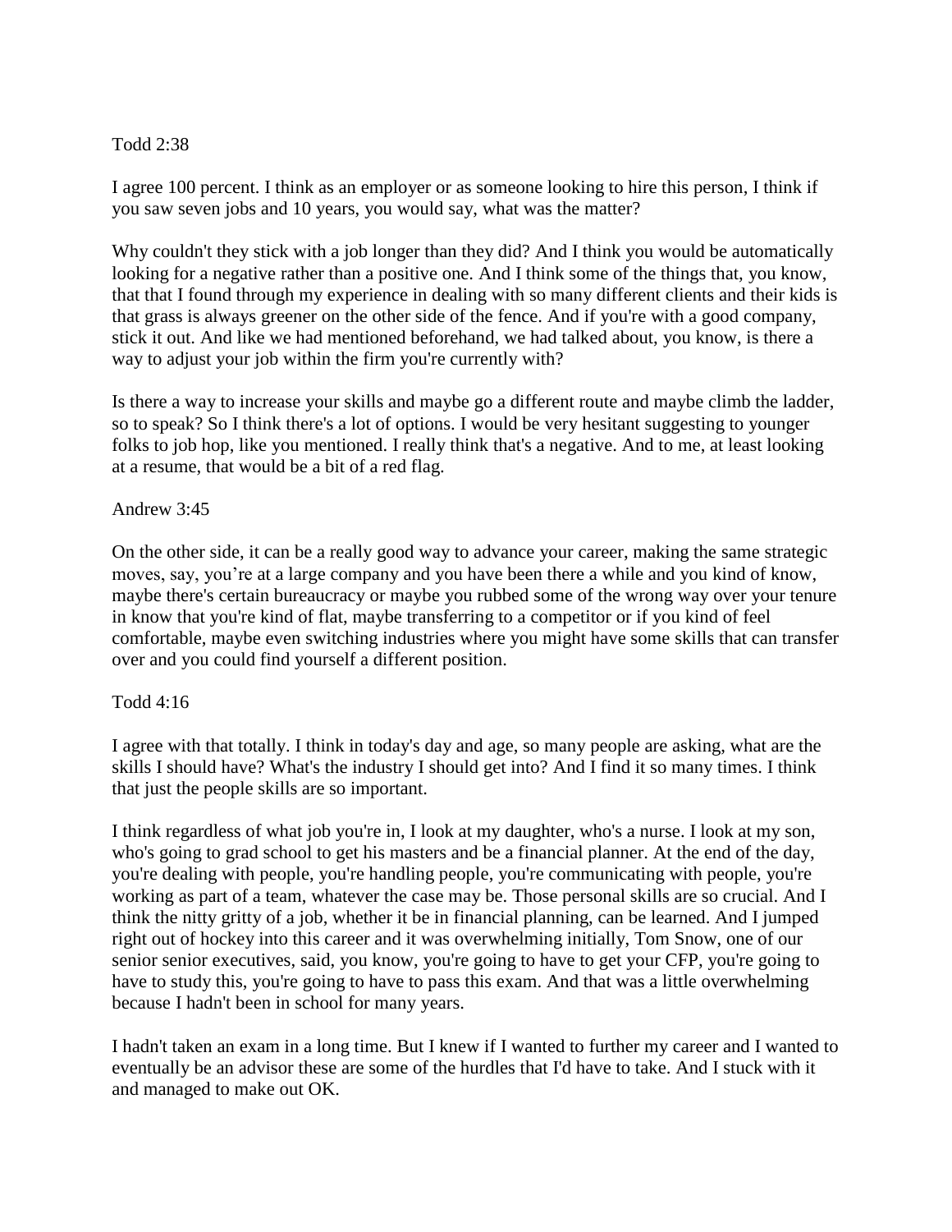Todd 2:38

I agree 100 percent. I think as an employer or as someone looking to hire this person, I think if you saw seven jobs and 10 years, you would say, what was the matter?

Why couldn't they stick with a job longer than they did? And I think you would be automatically looking for a negative rather than a positive one. And I think some of the things that, you know, that that I found through my experience in dealing with so many different clients and their kids is that grass is always greener on the other side of the fence. And if you're with a good company, stick it out. And like we had mentioned beforehand, we had talked about, you know, is there a way to adjust your job within the firm you're currently with?

Is there a way to increase your skills and maybe go a different route and maybe climb the ladder, so to speak? So I think there's a lot of options. I would be very hesitant suggesting to younger folks to job hop, like you mentioned. I really think that's a negative. And to me, at least looking at a resume, that would be a bit of a red flag.

Andrew 3:45

On the other side, it can be a really good way to advance your career, making the same strategic moves, say, you're at a large company and you have been there a while and you kind of know, maybe there's certain bureaucracy or maybe you rubbed some of the wrong way over your tenure in know that you're kind of flat, maybe transferring to a competitor or if you kind of feel comfortable, maybe even switching industries where you might have some skills that can transfer over and you could find yourself a different position.

Todd 4:16

I agree with that totally. I think in today's day and age, so many people are asking, what are the skills I should have? What's the industry I should get into? And I find it so many times. I think that just the people skills are so important.

I think regardless of what job you're in, I look at my daughter, who's a nurse. I look at my son, who's going to grad school to get his masters and be a financial planner. At the end of the day, you're dealing with people, you're handling people, you're communicating with people, you're working as part of a team, whatever the case may be. Those personal skills are so crucial. And I think the nitty gritty of a job, whether it be in financial planning, can be learned. And I jumped right out of hockey into this career and it was overwhelming initially, Tom Snow, one of our senior senior executives, said, you know, you're going to have to get your CFP, you're going to have to study this, you're going to have to pass this exam. And that was a little overwhelming because I hadn't been in school for many years.

I hadn't taken an exam in a long time. But I knew if I wanted to further my career and I wanted to eventually be an advisor these are some of the hurdles that I'd have to take. And I stuck with it and managed to make out OK.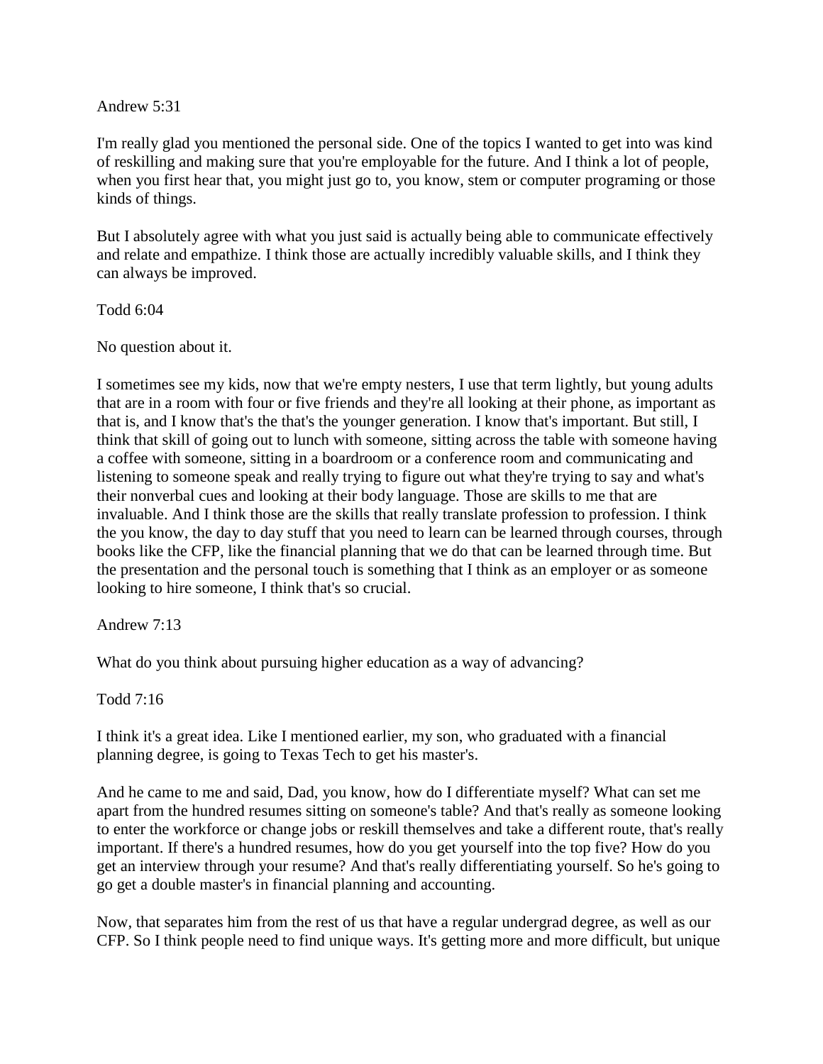Andrew 5:31

I'm really glad you mentioned the personal side. One of the topics I wanted to get into was kind of reskilling and making sure that you're employable for the future. And I think a lot of people, when you first hear that, you might just go to, you know, stem or computer programing or those kinds of things.

But I absolutely agree with what you just said is actually being able to communicate effectively and relate and empathize. I think those are actually incredibly valuable skills, and I think they can always be improved.

Todd 6:04

No question about it.

I sometimes see my kids, now that we're empty nesters, I use that term lightly, but young adults that are in a room with four or five friends and they're all looking at their phone, as important as that is, and I know that's the that's the younger generation. I know that's important. But still, I think that skill of going out to lunch with someone, sitting across the table with someone having a coffee with someone, sitting in a boardroom or a conference room and communicating and listening to someone speak and really trying to figure out what they're trying to say and what's their nonverbal cues and looking at their body language. Those are skills to me that are invaluable. And I think those are the skills that really translate profession to profession. I think the you know, the day to day stuff that you need to learn can be learned through courses, through books like the CFP, like the financial planning that we do that can be learned through time. But the presentation and the personal touch is something that I think as an employer or as someone looking to hire someone, I think that's so crucial.

Andrew 7:13

What do you think about pursuing higher education as a way of advancing?

Todd 7:16

I think it's a great idea. Like I mentioned earlier, my son, who graduated with a financial planning degree, is going to Texas Tech to get his master's.

And he came to me and said, Dad, you know, how do I differentiate myself? What can set me apart from the hundred resumes sitting on someone's table? And that's really as someone looking to enter the workforce or change jobs or reskill themselves and take a different route, that's really important. If there's a hundred resumes, how do you get yourself into the top five? How do you get an interview through your resume? And that's really differentiating yourself. So he's going to go get a double master's in financial planning and accounting.

Now, that separates him from the rest of us that have a regular undergrad degree, as well as our CFP. So I think people need to find unique ways. It's getting more and more difficult, but unique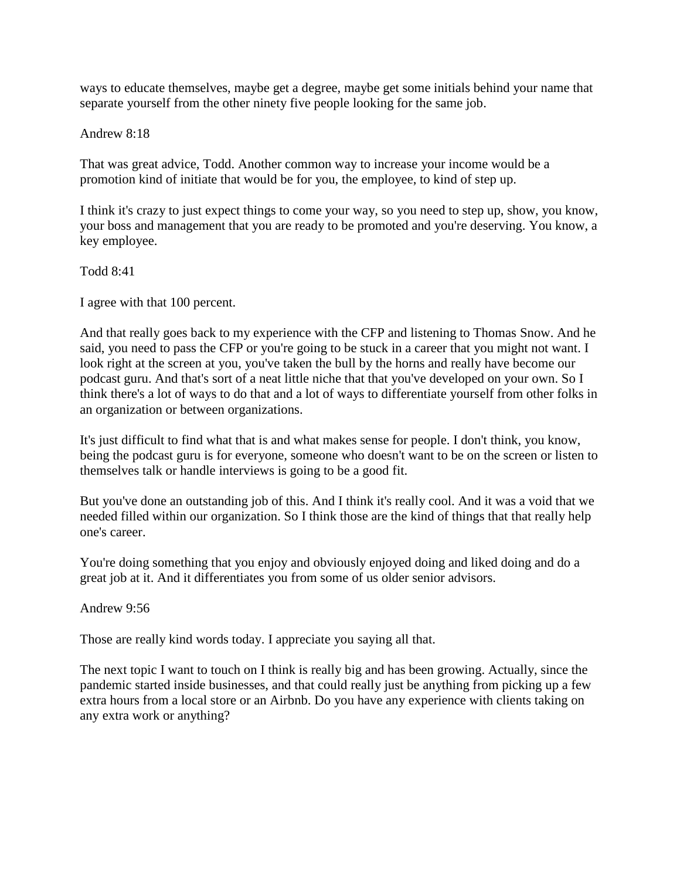ways to educate themselves, maybe get a degree, maybe get some initials behind your name that separate yourself from the other ninety five people looking for the same job.

Andrew 8:18

That was great advice, Todd. Another common way to increase your income would be a promotion kind of initiate that would be for you, the employee, to kind of step up.

I think it's crazy to just expect things to come your way, so you need to step up, show, you know, your boss and management that you are ready to be promoted and you're deserving. You know, a key employee.

Todd 8:41

I agree with that 100 percent.

And that really goes back to my experience with the CFP and listening to Thomas Snow. And he said, you need to pass the CFP or you're going to be stuck in a career that you might not want. I look right at the screen at you, you've taken the bull by the horns and really have become our podcast guru. And that's sort of a neat little niche that that you've developed on your own. So I think there's a lot of ways to do that and a lot of ways to differentiate yourself from other folks in an organization or between organizations.

It's just difficult to find what that is and what makes sense for people. I don't think, you know, being the podcast guru is for everyone, someone who doesn't want to be on the screen or listen to themselves talk or handle interviews is going to be a good fit.

But you've done an outstanding job of this. And I think it's really cool. And it was a void that we needed filled within our organization. So I think those are the kind of things that that really help one's career.

You're doing something that you enjoy and obviously enjoyed doing and liked doing and do a great job at it. And it differentiates you from some of us older senior advisors.

Andrew 9:56

Those are really kind words today. I appreciate you saying all that.

The next topic I want to touch on I think is really big and has been growing. Actually, since the pandemic started inside businesses, and that could really just be anything from picking up a few extra hours from a local store or an Airbnb. Do you have any experience with clients taking on any extra work or anything?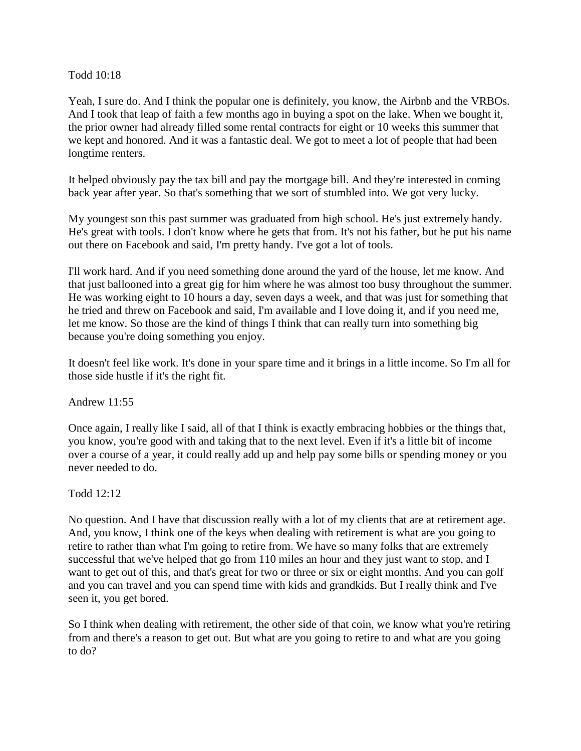Todd 10:18

Yeah, I sure do. And I think the popular one is definitely, you know, the Airbnb and the VRBOs. And I took that leap of faith a few months ago in buying a spot on the lake. When we bought it, the prior owner had already filled some rental contracts for eight or 10 weeks this summer that we kept and honored. And it was a fantastic deal. We got to meet a lot of people that had been longtime renters.

It helped obviously pay the tax bill and pay the mortgage bill. And they're interested in coming back year after year. So that's something that we sort of stumbled into. We got very lucky.

My youngest son this past summer was graduated from high school. He's just extremely handy. He's great with tools. I don't know where he gets that from. It's not his father, but he put his name out there on Facebook and said, I'm pretty handy. I've got a lot of tools.

I'll work hard. And if you need something done around the yard of the house, let me know. And that just ballooned into a great gig for him where he was almost too busy throughout the summer. He was working eight to 10 hours a day, seven days a week, and that was just for something that he tried and threw on Facebook and said, I'm available and I love doing it, and if you need me, let me know. So those are the kind of things I think that can really turn into something big because you're doing something you enjoy.

It doesn't feel like work. It's done in your spare time and it brings in a little income. So I'm all for those side hustle if it's the right fit.

Andrew 11:55

Once again, I really like I said, all of that I think is exactly embracing hobbies or the things that, you know, you're good with and taking that to the next level. Even if it's a little bit of income over a course of a year, it could really add up and help pay some bills or spending money or you never needed to do.

Todd 12:12

No question. And I have that discussion really with a lot of my clients that are at retirement age. And, you know, I think one of the keys when dealing with retirement is what are you going to retire to rather than what I'm going to retire from. We have so many folks that are extremely successful that we've helped that go from 110 miles an hour and they just want to stop, and I want to get out of this, and that's great for two or three or six or eight months. And you can golf and you can travel and you can spend time with kids and grandkids. But I really think and I've seen it, you get bored.

So I think when dealing with retirement, the other side of that coin, we know what you're retiring from and there's a reason to get out. But what are you going to retire to and what are you going to do?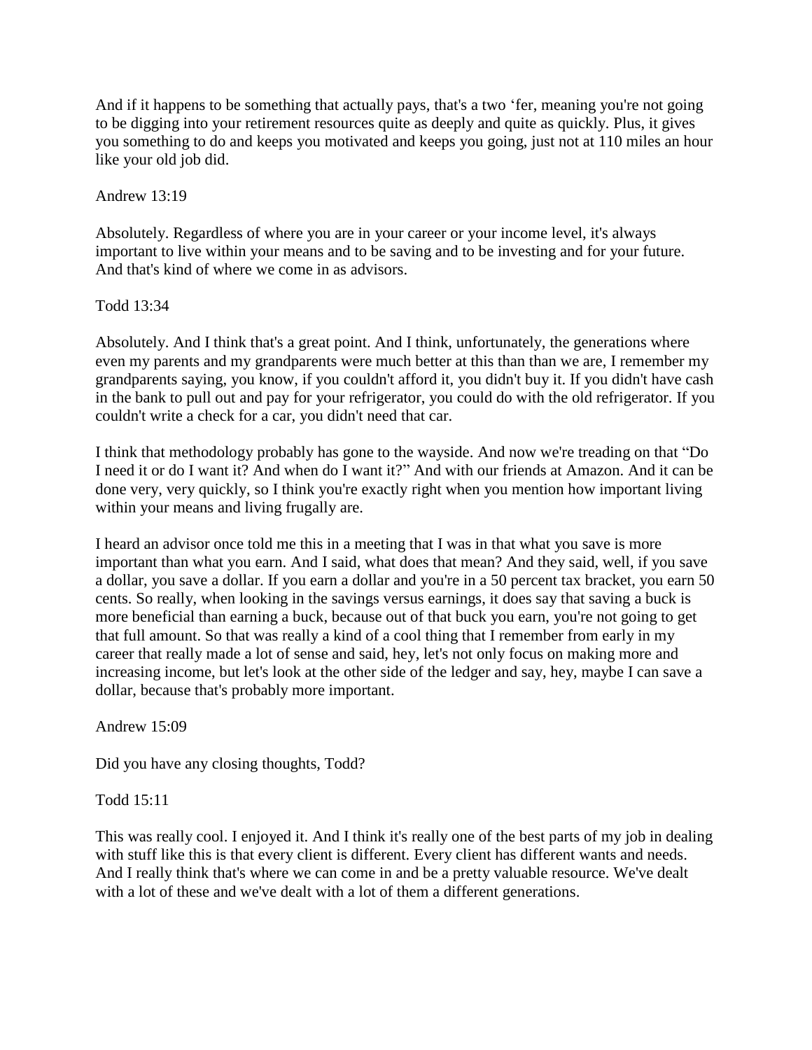And if it happens to be something that actually pays, that's a two 'fer, meaning you're not going to be digging into your retirement resources quite as deeply and quite as quickly. Plus, it gives you something to do and keeps you motivated and keeps you going, just not at 110 miles an hour like your old job did.

Andrew 13:19

Absolutely. Regardless of where you are in your career or your income level, it's always important to live within your means and to be saving and to be investing and for your future. And that's kind of where we come in as advisors.

Todd 13:34

Absolutely. And I think that's a great point. And I think, unfortunately, the generations where even my parents and my grandparents were much better at this than than we are, I remember my grandparents saying, you know, if you couldn't afford it, you didn't buy it. If you didn't have cash in the bank to pull out and pay for your refrigerator, you could do with the old refrigerator. If you couldn't write a check for a car, you didn't need that car.

I think that methodology probably has gone to the wayside. And now we're treading on that "Do I need it or do I want it? And when do I want it?" And with our friends at Amazon. And it can be done very, very quickly, so I think you're exactly right when you mention how important living within your means and living frugally are.

I heard an advisor once told me this in a meeting that I was in that what you save is more important than what you earn. And I said, what does that mean? And they said, well, if you save a dollar, you save a dollar. If you earn a dollar and you're in a 50 percent tax bracket, you earn 50 cents. So really, when looking in the savings versus earnings, it does say that saving a buck is more beneficial than earning a buck, because out of that buck you earn, you're not going to get that full amount. So that was really a kind of a cool thing that I remember from early in my career that really made a lot of sense and said, hey, let's not only focus on making more and increasing income, but let's look at the other side of the ledger and say, hey, maybe I can save a dollar, because that's probably more important.

Andrew 15:09

Did you have any closing thoughts, Todd?

Todd 15:11

This was really cool. I enjoyed it. And I think it's really one of the best parts of my job in dealing with stuff like this is that every client is different. Every client has different wants and needs. And I really think that's where we can come in and be a pretty valuable resource. We've dealt with a lot of these and we've dealt with a lot of them a different generations.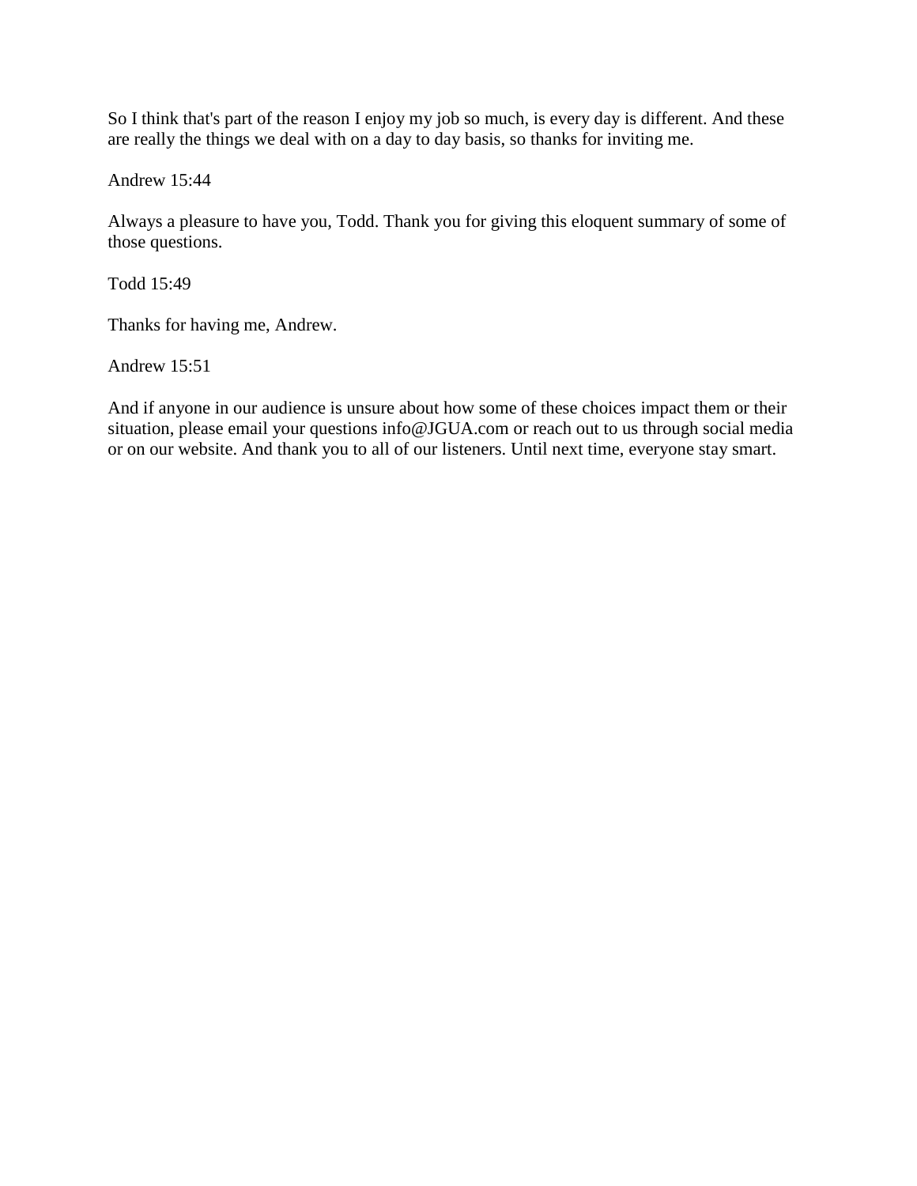So I think that's part of the reason I enjoy my job so much, is every day is different. And these are really the things we deal with on a day to day basis, so thanks for inviting me.

Andrew 15:44

Always a pleasure to have you, Todd. Thank you for giving this eloquent summary of some of those questions.

Todd 15:49

Thanks for having me, Andrew.

Andrew 15:51

And if anyone in our audience is unsure about how some of these choices impact them or their situation, please email your questions info@JGUA.com or reach out to us through social media or on our website. And thank you to all of our listeners. Until next time, everyone stay smart.